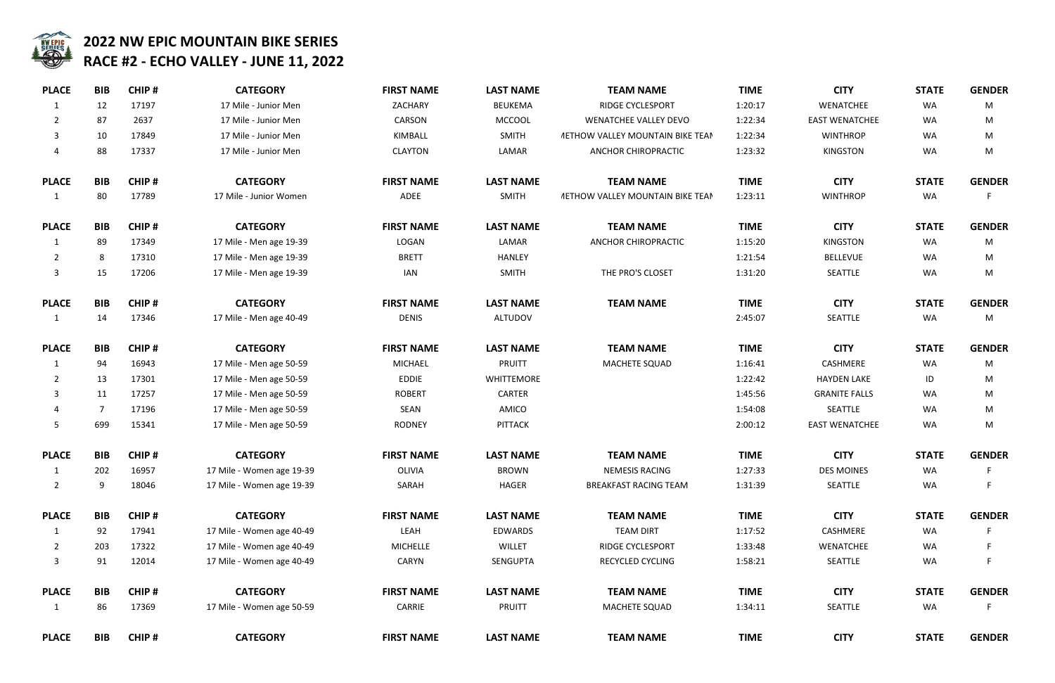# 2022 NW EPIC MOUNTAIN BIKE SERIES
## RACE #2 - ECHO VALLEY - JUNE 11, 2022

| PLACE | BIB | CHIP # | CATEGORY | FIRST NAME | LAST NAME | TEAM NAME | TIME | CITY | STATE | GENDER |
|---|---|---|---|---|---|---|---|---|---|---|
| 1 | 12 | 17197 | 17 Mile - Junior Men | ZACHARY | BEUKEMA | RIDGE CYCLESPORT | 1:20:17 | WENATCHEE | WA | M |
| 2 | 87 | 2637 | 17 Mile - Junior Men | CARSON | MCCOOL | WENATCHEE VALLEY DEVO | 1:22:34 | EAST WENATCHEE | WA | M |
| 3 | 10 | 17849 | 17 Mile - Junior Men | KIMBALL | SMITH | METHOW VALLEY MOUNTAIN BIKE TEAM | 1:22:34 | WINTHROP | WA | M |
| 4 | 88 | 17337 | 17 Mile - Junior Men | CLAYTON | LAMAR | ANCHOR CHIROPRACTIC | 1:23:32 | KINGSTON | WA | M |

| PLACE | BIB | CHIP # | CATEGORY | FIRST NAME | LAST NAME | TEAM NAME | TIME | CITY | STATE | GENDER |
|---|---|---|---|---|---|---|---|---|---|---|
| 1 | 80 | 17789 | 17 Mile - Junior Women | ADEE | SMITH | METHOW VALLEY MOUNTAIN BIKE TEAM | 1:23:11 | WINTHROP | WA | F |

| PLACE | BIB | CHIP # | CATEGORY | FIRST NAME | LAST NAME | TEAM NAME | TIME | CITY | STATE | GENDER |
|---|---|---|---|---|---|---|---|---|---|---|
| 1 | 89 | 17349 | 17 Mile - Men age 19-39 | LOGAN | LAMAR | ANCHOR CHIROPRACTIC | 1:15:20 | KINGSTON | WA | M |
| 2 | 8 | 17310 | 17 Mile - Men age 19-39 | BRETT | HANLEY | | 1:21:54 | BELLEVUE | WA | M |
| 3 | 15 | 17206 | 17 Mile - Men age 19-39 | IAN | SMITH | THE PRO'S CLOSET | 1:31:20 | SEATTLE | WA | M |

| PLACE | BIB | CHIP # | CATEGORY | FIRST NAME | LAST NAME | TEAM NAME | TIME | CITY | STATE | GENDER |
|---|---|---|---|---|---|---|---|---|---|---|
| 1 | 14 | 17346 | 17 Mile - Men age 40-49 | DENIS | ALTUDOV | | 2:45:07 | SEATTLE | WA | M |

| PLACE | BIB | CHIP # | CATEGORY | FIRST NAME | LAST NAME | TEAM NAME | TIME | CITY | STATE | GENDER |
|---|---|---|---|---|---|---|---|---|---|---|
| 1 | 94 | 16943 | 17 Mile - Men age 50-59 | MICHAEL | PRUITT | MACHETE SQUAD | 1:16:41 | CASHMERE | WA | M |
| 2 | 13 | 17301 | 17 Mile - Men age 50-59 | EDDIE | WHITTEMORE | | 1:22:42 | HAYDEN LAKE | ID | M |
| 3 | 11 | 17257 | 17 Mile - Men age 50-59 | ROBERT | CARTER | | 1:45:56 | GRANITE FALLS | WA | M |
| 4 | 7 | 17196 | 17 Mile - Men age 50-59 | SEAN | AMICO | | 1:54:08 | SEATTLE | WA | M |
| 5 | 699 | 15341 | 17 Mile - Men age 50-59 | RODNEY | PITTACK | | 2:00:12 | EAST WENATCHEE | WA | M |

| PLACE | BIB | CHIP # | CATEGORY | FIRST NAME | LAST NAME | TEAM NAME | TIME | CITY | STATE | GENDER |
|---|---|---|---|---|---|---|---|---|---|---|
| 1 | 202 | 16957 | 17 Mile - Women age 19-39 | OLIVIA | BROWN | NEMESIS RACING | 1:27:33 | DES MOINES | WA | F |
| 2 | 9 | 18046 | 17 Mile - Women age 19-39 | SARAH | HAGER | BREAKFAST RACING TEAM | 1:31:39 | SEATTLE | WA | F |

| PLACE | BIB | CHIP # | CATEGORY | FIRST NAME | LAST NAME | TEAM NAME | TIME | CITY | STATE | GENDER |
|---|---|---|---|---|---|---|---|---|---|---|
| 1 | 92 | 17941 | 17 Mile - Women age 40-49 | LEAH | EDWARDS | TEAM DIRT | 1:17:52 | CASHMERE | WA | F |
| 2 | 203 | 17322 | 17 Mile - Women age 40-49 | MICHELLE | WILLET | RIDGE CYCLESPORT | 1:33:48 | WENATCHEE | WA | F |
| 3 | 91 | 12014 | 17 Mile - Women age 40-49 | CARYN | SENGUPTA | RECYCLED CYCLING | 1:58:21 | SEATTLE | WA | F |

| PLACE | BIB | CHIP # | CATEGORY | FIRST NAME | LAST NAME | TEAM NAME | TIME | CITY | STATE | GENDER |
|---|---|---|---|---|---|---|---|---|---|---|
| 1 | 86 | 17369 | 17 Mile - Women age 50-59 | CARRIE | PRUITT | MACHETE SQUAD | 1:34:11 | SEATTLE | WA | F |

| PLACE | BIB | CHIP # | CATEGORY | FIRST NAME | LAST NAME | TEAM NAME | TIME | CITY | STATE | GENDER |
|---|---|---|---|---|---|---|---|---|---|---|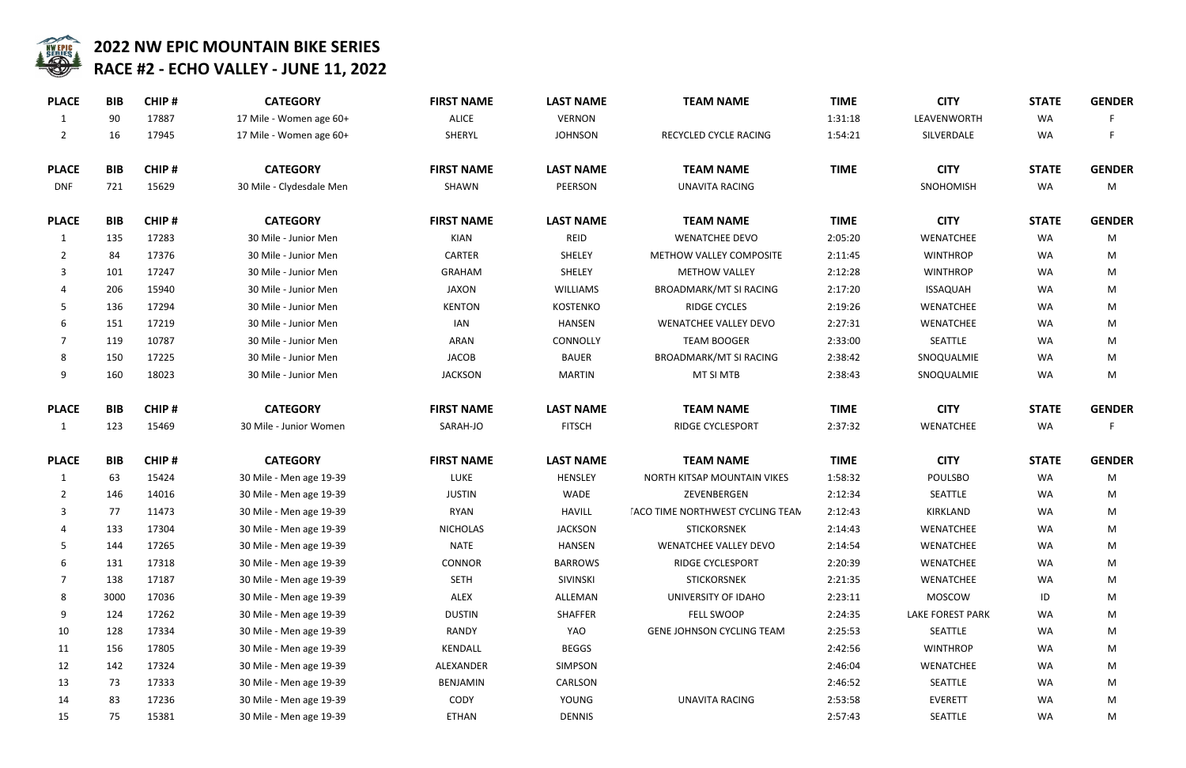## 2022 NW EPIC MOUNTAIN BIKE SERIES
## RACE #2 - ECHO VALLEY - JUNE 11, 2022

| PLACE | BIB | CHIP # | CATEGORY | FIRST NAME | LAST NAME | TEAM NAME | TIME | CITY | STATE | GENDER |
|---|---|---|---|---|---|---|---|---|---|---|
| 1 | 90 | 17887 | 17 Mile - Women age 60+ | ALICE | VERNON | | 1:31:18 | LEAVENWORTH | WA | F |
| 2 | 16 | 17945 | 17 Mile - Women age 60+ | SHERYL | JOHNSON | RECYCLED CYCLE RACING | 1:54:21 | SILVERDALE | WA | F |

| PLACE | BIB | CHIP # | CATEGORY | FIRST NAME | LAST NAME | TEAM NAME | TIME | CITY | STATE | GENDER |
|---|---|---|---|---|---|---|---|---|---|---|
| DNF | 721 | 15629 | 30 Mile - Clydesdale Men | SHAWN | PEERSON | UNAVITA RACING | | SNOHOMISH | WA | M |

| PLACE | BIB | CHIP # | CATEGORY | FIRST NAME | LAST NAME | TEAM NAME | TIME | CITY | STATE | GENDER |
|---|---|---|---|---|---|---|---|---|---|---|
| 1 | 135 | 17283 | 30 Mile - Junior Men | KIAN | REID | WENATCHEE DEVO | 2:05:20 | WENATCHEE | WA | M |
| 2 | 84 | 17376 | 30 Mile - Junior Men | CARTER | SHELEY | METHOW VALLEY COMPOSITE | 2:11:45 | WINTHROP | WA | M |
| 3 | 101 | 17247 | 30 Mile - Junior Men | GRAHAM | SHELEY | METHOW VALLEY | 2:12:28 | WINTHROP | WA | M |
| 4 | 206 | 15940 | 30 Mile - Junior Men | JAXON | WILLIAMS | BROADMARK/MT SI RACING | 2:17:20 | ISSAQUAH | WA | M |
| 5 | 136 | 17294 | 30 Mile - Junior Men | KENTON | KOSTENKO | RIDGE CYCLES | 2:19:26 | WENATCHEE | WA | M |
| 6 | 151 | 17219 | 30 Mile - Junior Men | IAN | HANSEN | WENATCHEE VALLEY DEVO | 2:27:31 | WENATCHEE | WA | M |
| 7 | 119 | 10787 | 30 Mile - Junior Men | ARAN | CONNOLLY | TEAM BOOGER | 2:33:00 | SEATTLE | WA | M |
| 8 | 150 | 17225 | 30 Mile - Junior Men | JACOB | BAUER | BROADMARK/MT SI RACING | 2:38:42 | SNOQUALMIE | WA | M |
| 9 | 160 | 18023 | 30 Mile - Junior Men | JACKSON | MARTIN | MT SI MTB | 2:38:43 | SNOQUALMIE | WA | M |

| PLACE | BIB | CHIP # | CATEGORY | FIRST NAME | LAST NAME | TEAM NAME | TIME | CITY | STATE | GENDER |
|---|---|---|---|---|---|---|---|---|---|---|
| 1 | 123 | 15469 | 30 Mile - Junior Women | SARAH-JO | FITSCH | RIDGE CYCLESPORT | 2:37:32 | WENATCHEE | WA | F |

| PLACE | BIB | CHIP # | CATEGORY | FIRST NAME | LAST NAME | TEAM NAME | TIME | CITY | STATE | GENDER |
|---|---|---|---|---|---|---|---|---|---|---|
| 1 | 63 | 15424 | 30 Mile - Men age 19-39 | LUKE | HENSLEY | NORTH KITSAP MOUNTAIN VIKES | 1:58:32 | POULSBO | WA | M |
| 2 | 146 | 14016 | 30 Mile - Men age 19-39 | JUSTIN | WADE | ZEVENBERGEN | 2:12:34 | SEATTLE | WA | M |
| 3 | 77 | 11473 | 30 Mile - Men age 19-39 | RYAN | HAVILL | TACO TIME NORTHWEST CYCLING TEAM | 2:12:43 | KIRKLAND | WA | M |
| 4 | 133 | 17304 | 30 Mile - Men age 19-39 | NICHOLAS | JACKSON | STICKORSNEK | 2:14:43 | WENATCHEE | WA | M |
| 5 | 144 | 17265 | 30 Mile - Men age 19-39 | NATE | HANSEN | WENATCHEE VALLEY DEVO | 2:14:54 | WENATCHEE | WA | M |
| 6 | 131 | 17318 | 30 Mile - Men age 19-39 | CONNOR | BARROWS | RIDGE CYCLESPORT | 2:20:39 | WENATCHEE | WA | M |
| 7 | 138 | 17187 | 30 Mile - Men age 19-39 | SETH | SIVINSKI | STICKORSNEK | 2:21:35 | WENATCHEE | WA | M |
| 8 | 3000 | 17036 | 30 Mile - Men age 19-39 | ALEX | ALLEMAN | UNIVERSITY OF IDAHO | 2:23:11 | MOSCOW | ID | M |
| 9 | 124 | 17262 | 30 Mile - Men age 19-39 | DUSTIN | SHAFFER | FELL SWOOP | 2:24:35 | LAKE FOREST PARK | WA | M |
| 10 | 128 | 17334 | 30 Mile - Men age 19-39 | RANDY | YAO | GENE JOHNSON CYCLING TEAM | 2:25:53 | SEATTLE | WA | M |
| 11 | 156 | 17805 | 30 Mile - Men age 19-39 | KENDALL | BEGGS | | 2:42:56 | WINTHROP | WA | M |
| 12 | 142 | 17324 | 30 Mile - Men age 19-39 | ALEXANDER | SIMPSON | | 2:46:04 | WENATCHEE | WA | M |
| 13 | 73 | 17333 | 30 Mile - Men age 19-39 | BENJAMIN | CARLSON | | 2:46:52 | SEATTLE | WA | M |
| 14 | 83 | 17236 | 30 Mile - Men age 19-39 | CODY | YOUNG | UNAVITA RACING | 2:53:58 | EVERETT | WA | M |
| 15 | 75 | 15381 | 30 Mile - Men age 19-39 | ETHAN | DENNIS | | 2:57:43 | SEATTLE | WA | M |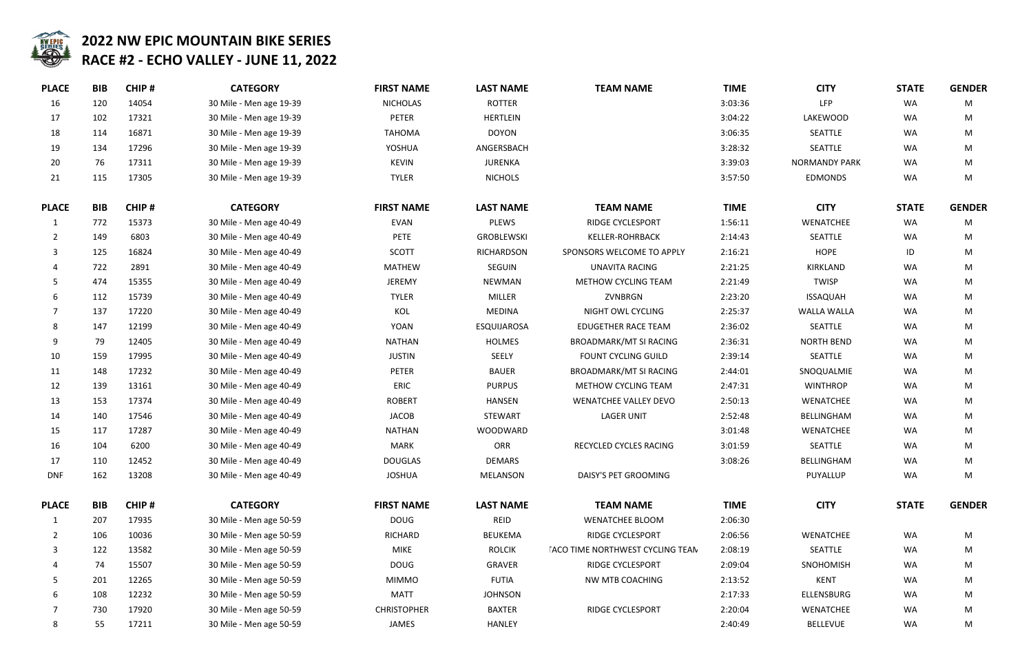# 2022 NW EPIC MOUNTAIN BIKE SERIES

## RACE #2 - ECHO VALLEY - JUNE 11, 2022

| PLACE | BIB | CHIP # | CATEGORY | FIRST NAME | LAST NAME | TEAM NAME | TIME | CITY | STATE | GENDER |
|---|---|---|---|---|---|---|---|---|---|---|
| 16 | 120 | 14054 | 30 Mile - Men age 19-39 | NICHOLAS | ROTTER | | 3:03:36 | LFP | WA | M |
| 17 | 102 | 17321 | 30 Mile - Men age 19-39 | PETER | HERTLEIN | | 3:04:22 | LAKEWOOD | WA | M |
| 18 | 114 | 16871 | 30 Mile - Men age 19-39 | TAHOMA | DOYON | | 3:06:35 | SEATTLE | WA | M |
| 19 | 134 | 17296 | 30 Mile - Men age 19-39 | YOSHUA | ANGERSBACH | | 3:28:32 | SEATTLE | WA | M |
| 20 | 76 | 17311 | 30 Mile - Men age 19-39 | KEVIN | JURENKA | | 3:39:03 | NORMANDY PARK | WA | M |
| 21 | 115 | 17305 | 30 Mile - Men age 19-39 | TYLER | NICHOLS | | 3:57:50 | EDMONDS | WA | M |

| PLACE | BIB | CHIP # | CATEGORY | FIRST NAME | LAST NAME | TEAM NAME | TIME | CITY | STATE | GENDER |
|---|---|---|---|---|---|---|---|---|---|---|
| 1 | 772 | 15373 | 30 Mile - Men age 40-49 | EVAN | PLEWS | RIDGE CYCLESPORT | 1:56:11 | WENATCHEE | WA | M |
| 2 | 149 | 6803 | 30 Mile - Men age 40-49 | PETE | GROBLEWSKI | KELLER-ROHRBACK | 2:14:43 | SEATTLE | WA | M |
| 3 | 125 | 16824 | 30 Mile - Men age 40-49 | SCOTT | RICHARDSON | SPONSORS WELCOME TO APPLY | 2:16:21 | HOPE | ID | M |
| 4 | 722 | 2891 | 30 Mile - Men age 40-49 | MATHEW | SEGUIN | UNAVITA RACING | 2:21:25 | KIRKLAND | WA | M |
| 5 | 474 | 15355 | 30 Mile - Men age 40-49 | JEREMY | NEWMAN | METHOW CYCLING TEAM | 2:21:49 | TWISP | WA | M |
| 6 | 112 | 15739 | 30 Mile - Men age 40-49 | TYLER | MILLER | ZVNBRGN | 2:23:20 | ISSAQUAH | WA | M |
| 7 | 137 | 17220 | 30 Mile - Men age 40-49 | KOL | MEDINA | NIGHT OWL CYCLING | 2:25:37 | WALLA WALLA | WA | M |
| 8 | 147 | 12199 | 30 Mile - Men age 40-49 | YOAN | ESQUIJAROSA | EDUGETHER RACE TEAM | 2:36:02 | SEATTLE | WA | M |
| 9 | 79 | 12405 | 30 Mile - Men age 40-49 | NATHAN | HOLMES | BROADMARK/MT SI RACING | 2:36:31 | NORTH BEND | WA | M |
| 10 | 159 | 17995 | 30 Mile - Men age 40-49 | JUSTIN | SEELY | FOUNT CYCLING GUILD | 2:39:14 | SEATTLE | WA | M |
| 11 | 148 | 17232 | 30 Mile - Men age 40-49 | PETER | BAUER | BROADMARK/MT SI RACING | 2:44:01 | SNOQUALMIE | WA | M |
| 12 | 139 | 13161 | 30 Mile - Men age 40-49 | ERIC | PURPUS | METHOW CYCLING TEAM | 2:47:31 | WINTHROP | WA | M |
| 13 | 153 | 17374 | 30 Mile - Men age 40-49 | ROBERT | HANSEN | WENATCHEE VALLEY DEVO | 2:50:13 | WENATCHEE | WA | M |
| 14 | 140 | 17546 | 30 Mile - Men age 40-49 | JACOB | STEWART | LAGER UNIT | 2:52:48 | BELLINGHAM | WA | M |
| 15 | 117 | 17287 | 30 Mile - Men age 40-49 | NATHAN | WOODWARD | | 3:01:48 | WENATCHEE | WA | M |
| 16 | 104 | 6200 | 30 Mile - Men age 40-49 | MARK | ORR | RECYCLED CYCLES RACING | 3:01:59 | SEATTLE | WA | M |
| 17 | 110 | 12452 | 30 Mile - Men age 40-49 | DOUGLAS | DEMARS | | 3:08:26 | BELLINGHAM | WA | M |
| DNF | 162 | 13208 | 30 Mile - Men age 40-49 | JOSHUA | MELANSON | DAISY'S PET GROOMING | | PUYALLUP | WA | M |

| PLACE | BIB | CHIP # | CATEGORY | FIRST NAME | LAST NAME | TEAM NAME | TIME | CITY | STATE | GENDER |
|---|---|---|---|---|---|---|---|---|---|---|
| 1 | 207 | 17935 | 30 Mile - Men age 50-59 | DOUG | REID | WENATCHEE BLOOM | 2:06:30 | | | |
| 2 | 106 | 10036 | 30 Mile - Men age 50-59 | RICHARD | BEUKEMA | RIDGE CYCLESPORT | 2:06:56 | WENATCHEE | WA | M |
| 3 | 122 | 13582 | 30 Mile - Men age 50-59 | MIKE | ROLCIK | TACO TIME NORTHWEST CYCLING TEAM | 2:08:19 | SEATTLE | WA | M |
| 4 | 74 | 15507 | 30 Mile - Men age 50-59 | DOUG | GRAVER | RIDGE CYCLESPORT | 2:09:04 | SNOHOMISH | WA | M |
| 5 | 201 | 12265 | 30 Mile - Men age 50-59 | MIMMO | FUTIA | NW MTB COACHING | 2:13:52 | KENT | WA | M |
| 6 | 108 | 12232 | 30 Mile - Men age 50-59 | MATT | JOHNSON | | 2:17:33 | ELLENSBURG | WA | M |
| 7 | 730 | 17920 | 30 Mile - Men age 50-59 | CHRISTOPHER | BAXTER | RIDGE CYCLESPORT | 2:20:04 | WENATCHEE | WA | M |
| 8 | 55 | 17211 | 30 Mile - Men age 50-59 | JAMES | HANLEY | | 2:40:49 | BELLEVUE | WA | M |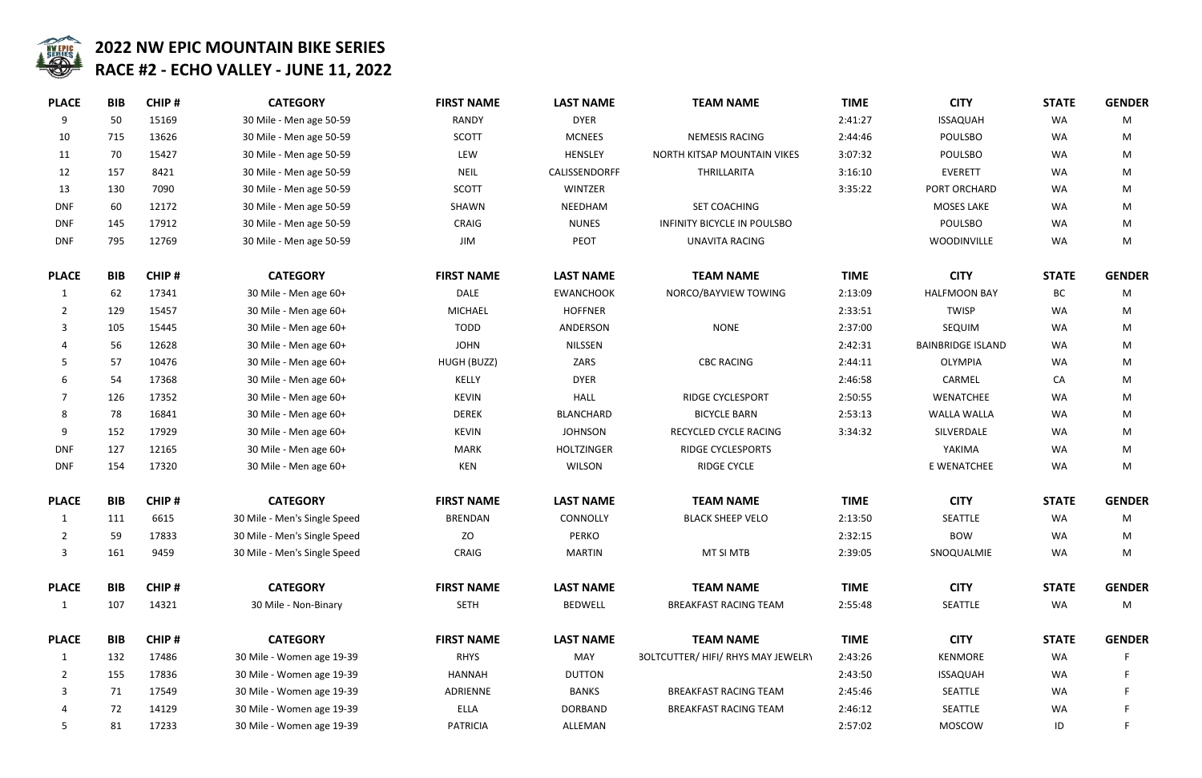# 2022 NW EPIC MOUNTAIN BIKE SERIES
## RACE #2 - ECHO VALLEY - JUNE 11, 2022

| PLACE | BIB | CHIP # | CATEGORY | FIRST NAME | LAST NAME | TEAM NAME | TIME | CITY | STATE | GENDER |
|---|---|---|---|---|---|---|---|---|---|---|
| 9 | 50 | 15169 | 30 Mile - Men age 50-59 | RANDY | DYER | | 2:41:27 | ISSAQUAH | WA | M |
| 10 | 715 | 13626 | 30 Mile - Men age 50-59 | SCOTT | MCNEES | NEMESIS RACING | 2:44:46 | POULSBO | WA | M |
| 11 | 70 | 15427 | 30 Mile - Men age 50-59 | LEW | HENSLEY | NORTH KITSAP MOUNTAIN VIKES | 3:07:32 | POULSBO | WA | M |
| 12 | 157 | 8421 | 30 Mile - Men age 50-59 | NEIL | CALISSENDORFF | THRILLARITA | 3:16:10 | EVERETT | WA | M |
| 13 | 130 | 7090 | 30 Mile - Men age 50-59 | SCOTT | WINTZER | | 3:35:22 | PORT ORCHARD | WA | M |
| DNF | 60 | 12172 | 30 Mile - Men age 50-59 | SHAWN | NEEDHAM | SET COACHING | | MOSES LAKE | WA | M |
| DNF | 145 | 17912 | 30 Mile - Men age 50-59 | CRAIG | NUNES | INFINITY BICYCLE IN POULSBO | | POULSBO | WA | M |
| DNF | 795 | 12769 | 30 Mile - Men age 50-59 | JIM | PEOT | UNAVITA RACING | | WOODINVILLE | WA | M |

| PLACE | BIB | CHIP # | CATEGORY | FIRST NAME | LAST NAME | TEAM NAME | TIME | CITY | STATE | GENDER |
|---|---|---|---|---|---|---|---|---|---|---|
| 1 | 62 | 17341 | 30 Mile - Men age 60+ | DALE | EWANCHOOK | NORCO/BAYVIEW TOWING | 2:13:09 | HALFMOON BAY | BC | M |
| 2 | 129 | 15457 | 30 Mile - Men age 60+ | MICHAEL | HOFFNER | | 2:33:51 | TWISP | WA | M |
| 3 | 105 | 15445 | 30 Mile - Men age 60+ | TODD | ANDERSON | NONE | 2:37:00 | SEQUIM | WA | M |
| 4 | 56 | 12628 | 30 Mile - Men age 60+ | JOHN | NILSSEN | | 2:42:31 | BAINBRIDGE ISLAND | WA | M |
| 5 | 57 | 10476 | 30 Mile - Men age 60+ | HUGH (BUZZ) | ZARS | CBC RACING | 2:44:11 | OLYMPIA | WA | M |
| 6 | 54 | 17368 | 30 Mile - Men age 60+ | KELLY | DYER | | 2:46:58 | CARMEL | CA | M |
| 7 | 126 | 17352 | 30 Mile - Men age 60+ | KEVIN | HALL | RIDGE CYCLESPORT | 2:50:55 | WENATCHEE | WA | M |
| 8 | 78 | 16841 | 30 Mile - Men age 60+ | DEREK | BLANCHARD | BICYCLE BARN | 2:53:13 | WALLA WALLA | WA | M |
| 9 | 152 | 17929 | 30 Mile - Men age 60+ | KEVIN | JOHNSON | RECYCLED CYCLE RACING | 3:34:32 | SILVERDALE | WA | M |
| DNF | 127 | 12165 | 30 Mile - Men age 60+ | MARK | HOLTZINGER | RIDGE CYCLESPORTS | | YAKIMA | WA | M |
| DNF | 154 | 17320 | 30 Mile - Men age 60+ | KEN | WILSON | RIDGE CYCLE | | E WENATCHEE | WA | M |

| PLACE | BIB | CHIP # | CATEGORY | FIRST NAME | LAST NAME | TEAM NAME | TIME | CITY | STATE | GENDER |
|---|---|---|---|---|---|---|---|---|---|---|
| 1 | 111 | 6615 | 30 Mile - Men's Single Speed | BRENDAN | CONNOLLY | BLACK SHEEP VELO | 2:13:50 | SEATTLE | WA | M |
| 2 | 59 | 17833 | 30 Mile - Men's Single Speed | ZO | PERKO | | 2:32:15 | BOW | WA | M |
| 3 | 161 | 9459 | 30 Mile - Men's Single Speed | CRAIG | MARTIN | MT SI MTB | 2:39:05 | SNOQUALMIE | WA | M |

| PLACE | BIB | CHIP # | CATEGORY | FIRST NAME | LAST NAME | TEAM NAME | TIME | CITY | STATE | GENDER |
|---|---|---|---|---|---|---|---|---|---|---|
| 1 | 107 | 14321 | 30 Mile - Non-Binary | SETH | BEDWELL | BREAKFAST RACING TEAM | 2:55:48 | SEATTLE | WA | M |

| PLACE | BIB | CHIP # | CATEGORY | FIRST NAME | LAST NAME | TEAM NAME | TIME | CITY | STATE | GENDER |
|---|---|---|---|---|---|---|---|---|---|---|
| 1 | 132 | 17486 | 30 Mile - Women age 19-39 | RHYS | MAY | BOLTCUTTER/ HIFI/ RHYS MAY JEWELRY | 2:43:26 | KENMORE | WA | F |
| 2 | 155 | 17836 | 30 Mile - Women age 19-39 | HANNAH | DUTTON | | 2:43:50 | ISSAQUAH | WA | F |
| 3 | 71 | 17549 | 30 Mile - Women age 19-39 | ADRIENNE | BANKS | BREAKFAST RACING TEAM | 2:45:46 | SEATTLE | WA | F |
| 4 | 72 | 14129 | 30 Mile - Women age 19-39 | ELLA | DORBAND | BREAKFAST RACING TEAM | 2:46:12 | SEATTLE | WA | F |
| 5 | 81 | 17233 | 30 Mile - Women age 19-39 | PATRICIA | ALLEMAN | | 2:57:02 | MOSCOW | ID | F |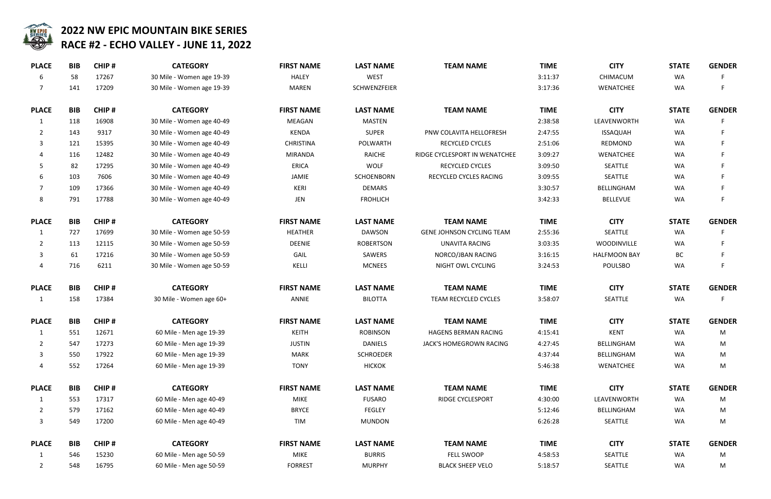## 2022 NW EPIC MOUNTAIN BIKE SERIES
## RACE #2 - ECHO VALLEY - JUNE 11, 2022

| PLACE | BIB | CHIP # | CATEGORY | FIRST NAME | LAST NAME | TEAM NAME | TIME | CITY | STATE | GENDER |
|---|---|---|---|---|---|---|---|---|---|---|
| 6 | 58 | 17267 | 30 Mile - Women age 19-39 | HALEY | WEST | | 3:11:37 | CHIMACUM | WA | F |
| 7 | 141 | 17209 | 30 Mile - Women age 19-39 | MAREN | SCHWENZFEIER | | 3:17:36 | WENATCHEE | WA | F |

| PLACE | BIB | CHIP # | CATEGORY | FIRST NAME | LAST NAME | TEAM NAME | TIME | CITY | STATE | GENDER |
|---|---|---|---|---|---|---|---|---|---|---|
| 1 | 118 | 16908 | 30 Mile - Women age 40-49 | MEAGAN | MASTEN | | 2:38:58 | LEAVENWORTH | WA | F |
| 2 | 143 | 9317 | 30 Mile - Women age 40-49 | KENDA | SUPER | PNW COLAVITA HELLOFRESH | 2:47:55 | ISSAQUAH | WA | F |
| 3 | 121 | 15395 | 30 Mile - Women age 40-49 | CHRISTINA | POLWARTH | RECYCLED CYCLES | 2:51:06 | REDMOND | WA | F |
| 4 | 116 | 12482 | 30 Mile - Women age 40-49 | MIRANDA | RAICHE | RIDGE CYCLESPORT IN WENATCHEE | 3:09:27 | WENATCHEE | WA | F |
| 5 | 82 | 17295 | 30 Mile - Women age 40-49 | ERICA | WOLF | RECYCLED CYCLES | 3:09:50 | SEATTLE | WA | F |
| 6 | 103 | 7606 | 30 Mile - Women age 40-49 | JAMIE | SCHOENBORN | RECYCLED CYCLES RACING | 3:09:55 | SEATTLE | WA | F |
| 7 | 109 | 17366 | 30 Mile - Women age 40-49 | KERI | DEMARS | | 3:30:57 | BELLINGHAM | WA | F |
| 8 | 791 | 17788 | 30 Mile - Women age 40-49 | JEN | FROHLICH | | 3:42:33 | BELLEVUE | WA | F |

| PLACE | BIB | CHIP # | CATEGORY | FIRST NAME | LAST NAME | TEAM NAME | TIME | CITY | STATE | GENDER |
|---|---|---|---|---|---|---|---|---|---|---|
| 1 | 727 | 17699 | 30 Mile - Women age 50-59 | HEATHER | DAWSON | GENE JOHNSON CYCLING TEAM | 2:55:36 | SEATTLE | WA | F |
| 2 | 113 | 12115 | 30 Mile - Women age 50-59 | DEENIE | ROBERTSON | UNAVITA RACING | 3:03:35 | WOODINVILLE | WA | F |
| 3 | 61 | 17216 | 30 Mile - Women age 50-59 | GAIL | SAWERS | NORCO/JBAN RACING | 3:16:15 | HALFMOON BAY | BC | F |
| 4 | 716 | 6211 | 30 Mile - Women age 50-59 | KELLI | MCNEES | NIGHT OWL CYCLING | 3:24:53 | POULSBO | WA | F |

| PLACE | BIB | CHIP # | CATEGORY | FIRST NAME | LAST NAME | TEAM NAME | TIME | CITY | STATE | GENDER |
|---|---|---|---|---|---|---|---|---|---|---|
| 1 | 158 | 17384 | 30 Mile - Women age 60+ | ANNIE | BILOTTA | TEAM RECYCLED CYCLES | 3:58:07 | SEATTLE | WA | F |

| PLACE | BIB | CHIP # | CATEGORY | FIRST NAME | LAST NAME | TEAM NAME | TIME | CITY | STATE | GENDER |
|---|---|---|---|---|---|---|---|---|---|---|
| 1 | 551 | 12671 | 60 Mile - Men age 19-39 | KEITH | ROBINSON | HAGENS BERMAN RACING | 4:15:41 | KENT | WA | M |
| 2 | 547 | 17273 | 60 Mile - Men age 19-39 | JUSTIN | DANIELS | JACK'S HOMEGROWN RACING | 4:27:45 | BELLINGHAM | WA | M |
| 3 | 550 | 17922 | 60 Mile - Men age 19-39 | MARK | SCHROEDER | | 4:37:44 | BELLINGHAM | WA | M |
| 4 | 552 | 17264 | 60 Mile - Men age 19-39 | TONY | HICKOK | | 5:46:38 | WENATCHEE | WA | M |

| PLACE | BIB | CHIP # | CATEGORY | FIRST NAME | LAST NAME | TEAM NAME | TIME | CITY | STATE | GENDER |
|---|---|---|---|---|---|---|---|---|---|---|
| 1 | 553 | 17317 | 60 Mile - Men age 40-49 | MIKE | FUSARO | RIDGE CYCLESPORT | 4:30:00 | LEAVENWORTH | WA | M |
| 2 | 579 | 17162 | 60 Mile - Men age 40-49 | BRYCE | FEGLEY | | 5:12:46 | BELLINGHAM | WA | M |
| 3 | 549 | 17200 | 60 Mile - Men age 40-49 | TIM | MUNDON | | 6:26:28 | SEATTLE | WA | M |

| PLACE | BIB | CHIP # | CATEGORY | FIRST NAME | LAST NAME | TEAM NAME | TIME | CITY | STATE | GENDER |
|---|---|---|---|---|---|---|---|---|---|---|
| 1 | 546 | 15230 | 60 Mile - Men age 50-59 | MIKE | BURRIS | FELL SWOOP | 4:58:53 | SEATTLE | WA | M |
| 2 | 548 | 16795 | 60 Mile - Men age 50-59 | FORREST | MURPHY | BLACK SHEEP VELO | 5:18:57 | SEATTLE | WA | M |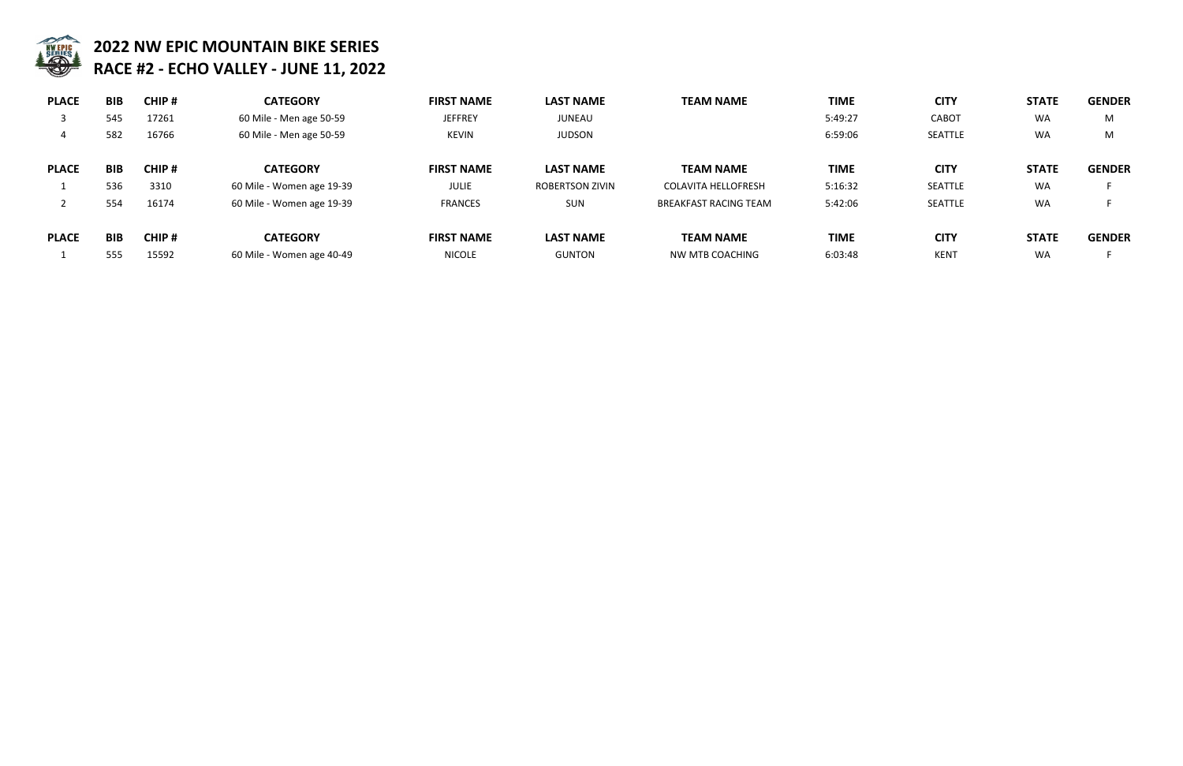# 2022 NW EPIC MOUNTAIN BIKE SERIES
## RACE #2 - ECHO VALLEY - JUNE 11, 2022

| PLACE | BIB | CHIP # | CATEGORY | FIRST NAME | LAST NAME | TEAM NAME | TIME | CITY | STATE | GENDER |
|---|---|---|---|---|---|---|---|---|---|---|
| 3 | 545 | 17261 | 60 Mile - Men age 50-59 | JEFFREY | JUNEAU | | 5:49:27 | CABOT | WA | M |
| 4 | 582 | 16766 | 60 Mile - Men age 50-59 | KEVIN | JUDSON | | 6:59:06 | SEATTLE | WA | M |

| PLACE | BIB | CHIP # | CATEGORY | FIRST NAME | LAST NAME | TEAM NAME | TIME | CITY | STATE | GENDER |
|---|---|---|---|---|---|---|---|---|---|---|
| 1 | 536 | 3310 | 60 Mile - Women age 19-39 | JULIE | ROBERTSON ZIVIN | COLAVITA HELLOFRESH | 5:16:32 | SEATTLE | WA | F |
| 2 | 554 | 16174 | 60 Mile - Women age 19-39 | FRANCES | SUN | BREAKFAST RACING TEAM | 5:42:06 | SEATTLE | WA | F |

| PLACE | BIB | CHIP # | CATEGORY | FIRST NAME | LAST NAME | TEAM NAME | TIME | CITY | STATE | GENDER |
|---|---|---|---|---|---|---|---|---|---|---|
| 1 | 555 | 15592 | 60 Mile - Women age 40-49 | NICOLE | GUNTON | NW MTB COACHING | 6:03:48 | KENT | WA | F |